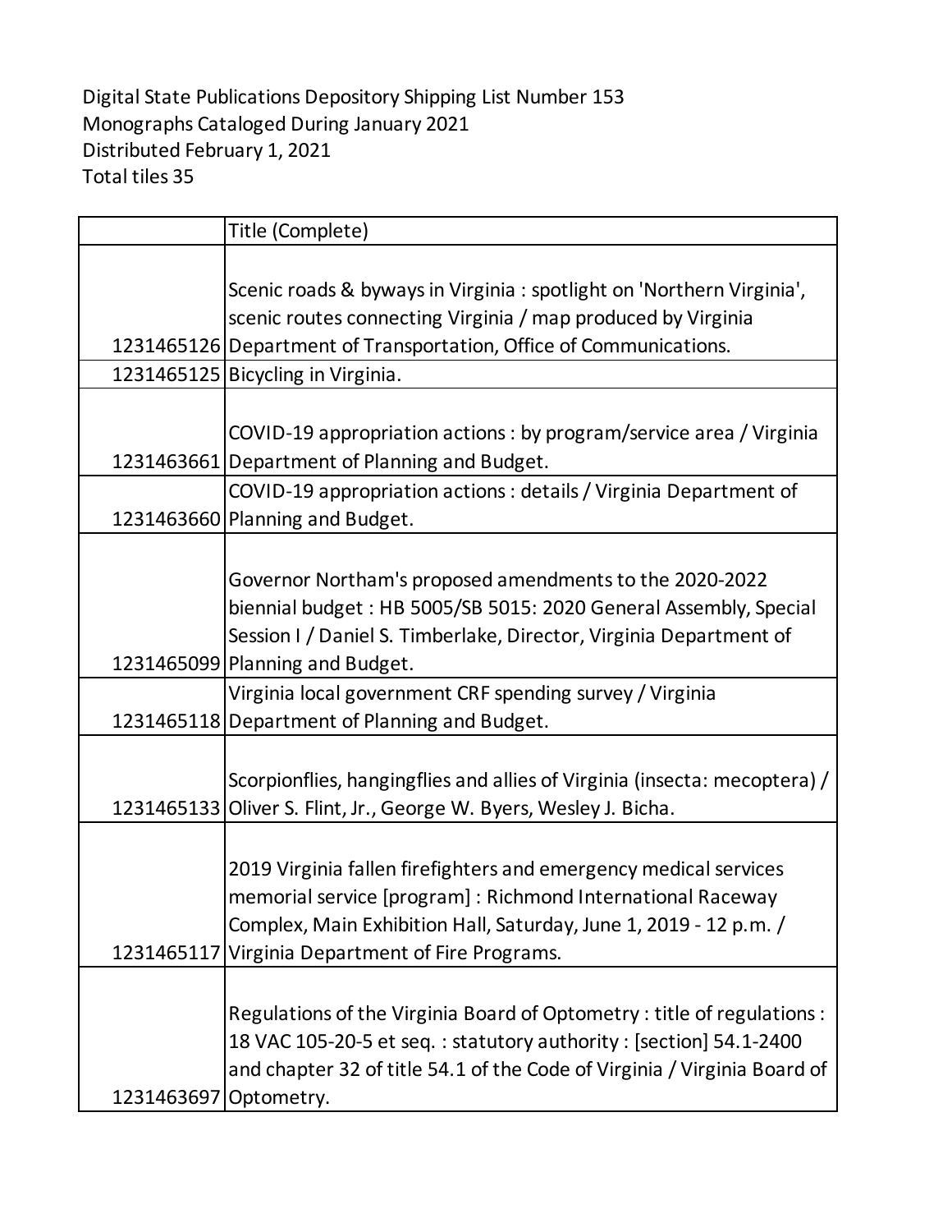Digital State Publications Depository Shipping List Number 153
Monographs Cataloged During January 2021
Distributed February 1, 2021
Total tiles 35

| | Title (Complete) |
|---|---|
| 1231465126 | Scenic roads & byways in Virginia : spotlight on 'Northern Virginia', scenic routes connecting Virginia / map produced by Virginia Department of Transportation, Office of Communications. |
| 1231465125 | Bicycling in Virginia. |
| 1231463661 | COVID-19 appropriation actions : by program/service area / Virginia Department of Planning and Budget. |
| 1231463660 | COVID-19 appropriation actions : details / Virginia Department of Planning and Budget. |
| 1231465099 | Governor Northam's proposed amendments to the 2020-2022 biennial budget : HB 5005/SB 5015: 2020 General Assembly, Special Session I / Daniel S. Timberlake, Director, Virginia Department of Planning and Budget. |
| 1231465118 | Virginia local government CRF spending survey / Virginia Department of Planning and Budget. |
| 1231465133 | Scorpionflies, hangingflies and allies of Virginia (insecta: mecoptera) / Oliver S. Flint, Jr., George W. Byers, Wesley J. Bicha. |
| 1231465117 | 2019 Virginia fallen firefighters and emergency medical services memorial service [program] : Richmond International Raceway Complex, Main Exhibition Hall, Saturday, June 1, 2019 - 12 p.m. / Virginia Department of Fire Programs. |
| 1231463697 | Regulations of the Virginia Board of Optometry : title of regulations : 18 VAC 105-20-5 et seq. : statutory authority : [section] 54.1-2400 and chapter 32 of title 54.1 of the Code of Virginia / Virginia Board of Optometry. |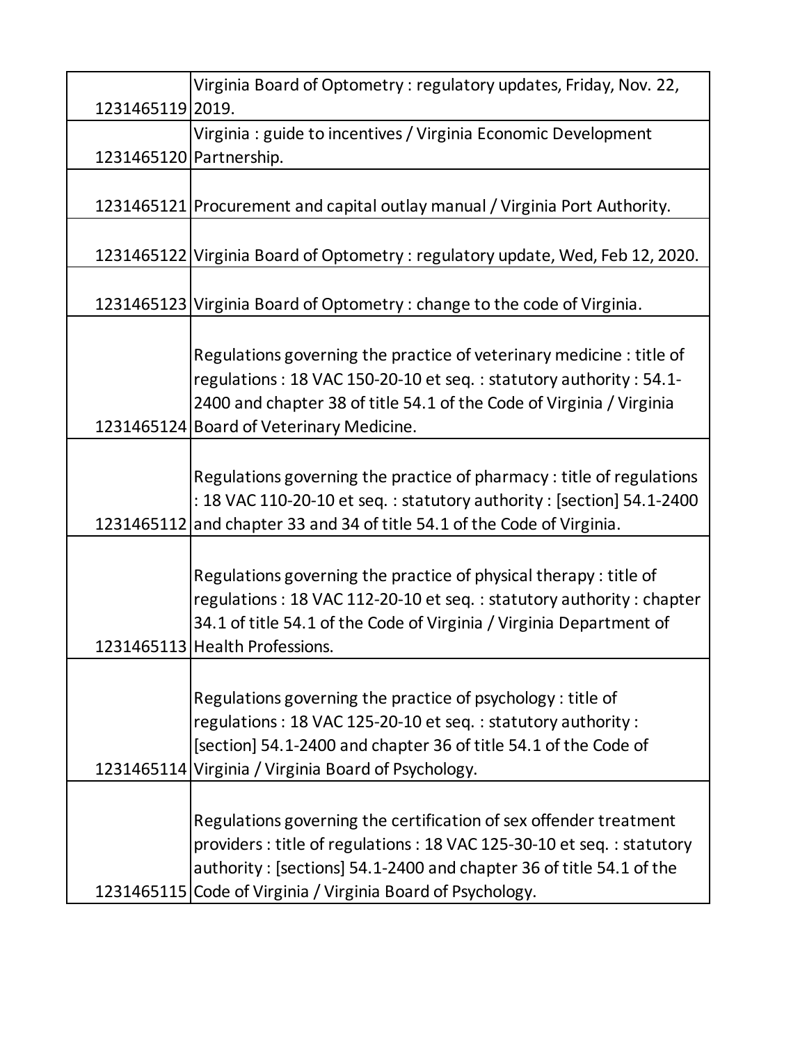| | |
|---|---|
| 1231465119 | Virginia Board of Optometry : regulatory updates, Friday, Nov. 22, 2019. |
| 1231465120 | Virginia : guide to incentives / Virginia Economic Development Partnership. |
| 1231465121 | Procurement and capital outlay manual / Virginia Port Authority. |
| 1231465122 | Virginia Board of Optometry : regulatory update, Wed, Feb 12, 2020. |
| 1231465123 | Virginia Board of Optometry : change to the code of Virginia. |
| 1231465124 | Regulations governing the practice of veterinary medicine : title of regulations : 18 VAC 150-20-10 et seq. : statutory authority : 54.1-2400 and chapter 38 of title 54.1 of the Code of Virginia / Virginia Board of Veterinary Medicine. |
| 1231465112 | Regulations governing the practice of pharmacy : title of regulations : 18 VAC 110-20-10 et seq. : statutory authority : [section] 54.1-2400 and chapter 33 and 34 of title 54.1 of the Code of Virginia. |
| 1231465113 | Regulations governing the practice of physical therapy : title of regulations : 18 VAC 112-20-10 et seq. : statutory authority : chapter 34.1 of title 54.1 of the Code of Virginia / Virginia Department of Health Professions. |
| 1231465114 | Regulations governing the practice of psychology : title of regulations : 18 VAC 125-20-10 et seq. : statutory authority : [section] 54.1-2400 and chapter 36 of title 54.1 of the Code of Virginia / Virginia Board of Psychology. |
| 1231465115 | Regulations governing the certification of sex offender treatment providers : title of regulations : 18 VAC 125-30-10 et seq. : statutory authority : [sections] 54.1-2400 and chapter 36 of title 54.1 of the Code of Virginia / Virginia Board of Psychology. |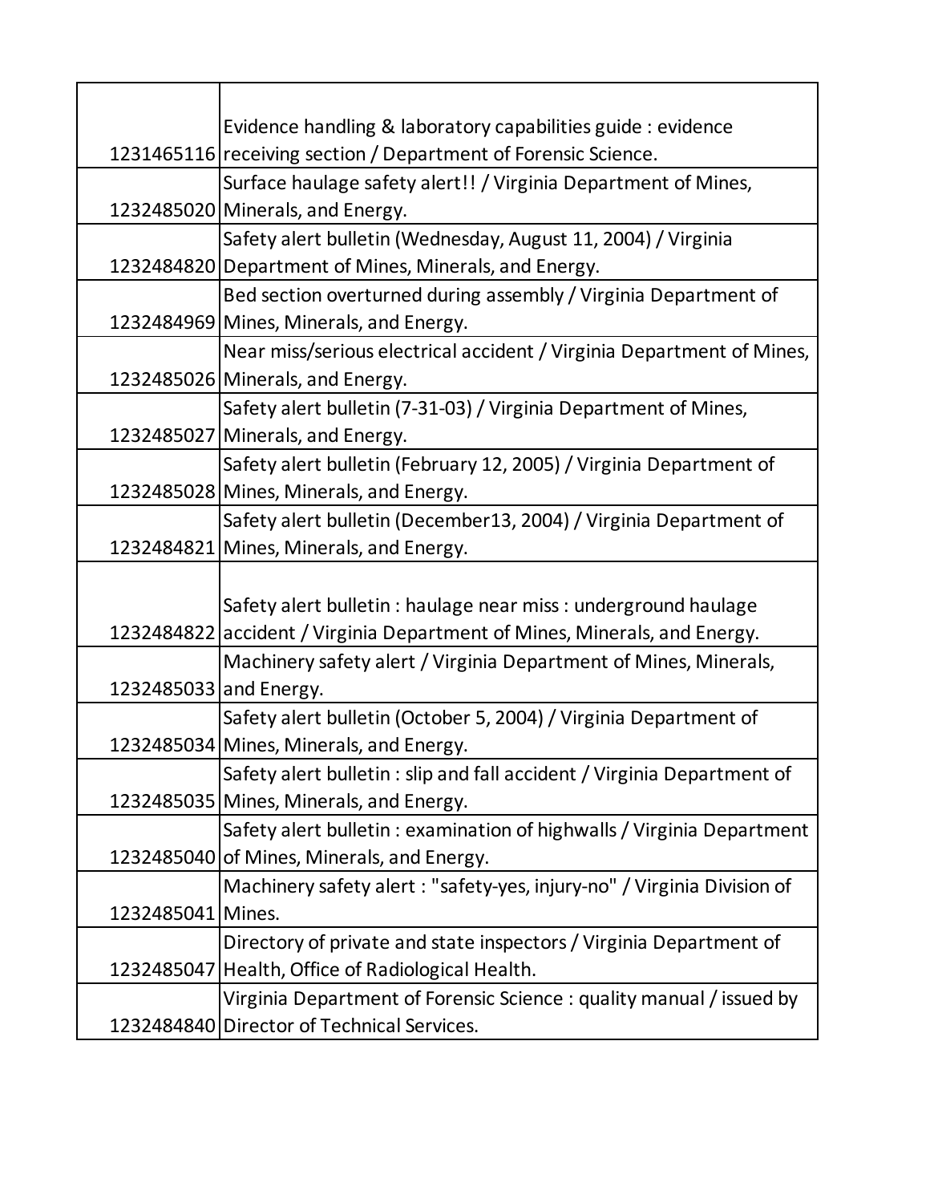| | |
|---|---|
| 1231465116 | Evidence handling & laboratory capabilities guide : evidence receiving section / Department of Forensic Science. |
| 1232485020 | Surface haulage safety alert!! / Virginia Department of Mines, Minerals, and Energy. |
| 1232484820 | Safety alert bulletin (Wednesday, August 11, 2004) / Virginia Department of Mines, Minerals, and Energy. |
| 1232484969 | Bed section overturned during assembly / Virginia Department of Mines, Minerals, and Energy. |
| 1232485026 | Near miss/serious electrical accident / Virginia Department of Mines, Minerals, and Energy. |
| 1232485027 | Safety alert bulletin (7-31-03) / Virginia Department of Mines, Minerals, and Energy. |
| 1232485028 | Safety alert bulletin (February 12, 2005) / Virginia Department of Mines, Minerals, and Energy. |
| 1232484821 | Safety alert bulletin (December13, 2004) / Virginia Department of Mines, Minerals, and Energy. |
| 1232484822 | Safety alert bulletin : haulage near miss : underground haulage accident / Virginia Department of Mines, Minerals, and Energy. |
| 1232485033 | Machinery safety alert / Virginia Department of Mines, Minerals, and Energy. |
| 1232485034 | Safety alert bulletin (October 5, 2004) / Virginia Department of Mines, Minerals, and Energy. |
| 1232485035 | Safety alert bulletin : slip and fall accident / Virginia Department of Mines, Minerals, and Energy. |
| 1232485040 | Safety alert bulletin : examination of highwalls / Virginia Department of Mines, Minerals, and Energy. |
| 1232485041 | Machinery safety alert : "safety-yes, injury-no" / Virginia Division of Mines. |
| 1232485047 | Directory of private and state inspectors / Virginia Department of Health, Office of Radiological Health. |
| 1232484840 | Virginia Department of Forensic Science : quality manual / issued by Director of Technical Services. |